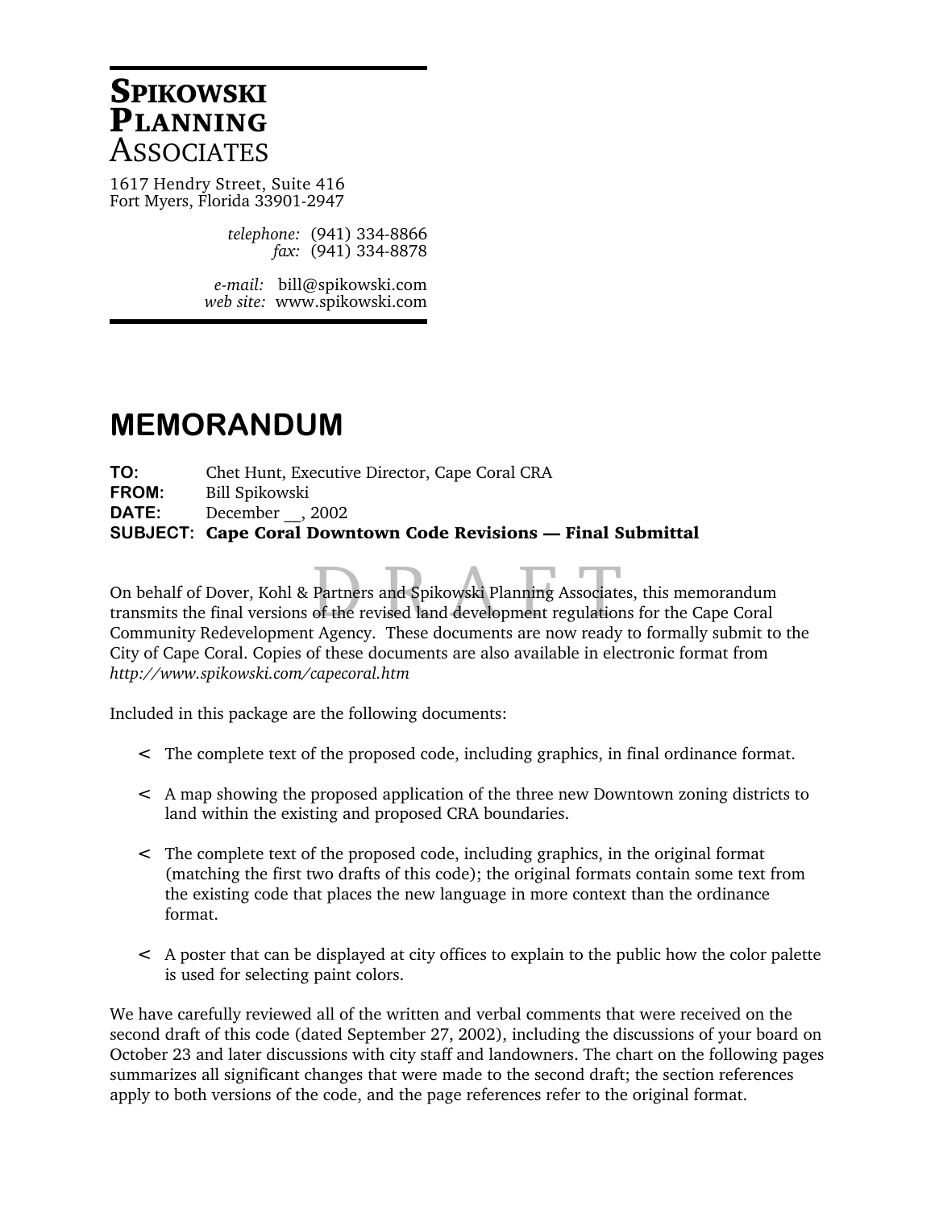**SPIKOWSKI**
**PLANNING**
ASSOCIATES

1617 Hendry Street, Suite 416
Fort Myers, Florida 33901-2947

*telephone:* (941) 334-8866
*fax:* (941) 334-8878

*e-mail:* bill@spikowski.com
*web site:* www.spikowski.com

# MEMORANDUM

**TO:** Chet Hunt, Executive Director, Cape Coral CRA
**FROM:** Bill Spikowski
**DATE:** December __, 2002
**SUBJECT:** **Cape Coral Downtown Code Revisions — Final Submittal**

DRAFT

On behalf of Dover, Kohl & Partners and Spikowski Planning Associates, this memorandum transmits the final versions of the revised land development regulations for the Cape Coral Community Redevelopment Agency. These documents are now ready to formally submit to the City of Cape Coral. Copies of these documents are also available in electronic format from *http://www.spikowski.com/capecoral.htm*

Included in this package are the following documents:

- The complete text of the proposed code, including graphics, in final ordinance format.

- A map showing the proposed application of the three new Downtown zoning districts to land within the existing and proposed CRA boundaries.

- The complete text of the proposed code, including graphics, in the original format (matching the first two drafts of this code); the original formats contain some text from the existing code that places the new language in more context than the ordinance format.

- A poster that can be displayed at city offices to explain to the public how the color palette is used for selecting paint colors.

We have carefully reviewed all of the written and verbal comments that were received on the second draft of this code (dated September 27, 2002), including the discussions of your board on October 23 and later discussions with city staff and landowners. The chart on the following pages summarizes all significant changes that were made to the second draft; the section references apply to both versions of the code, and the page references refer to the original format.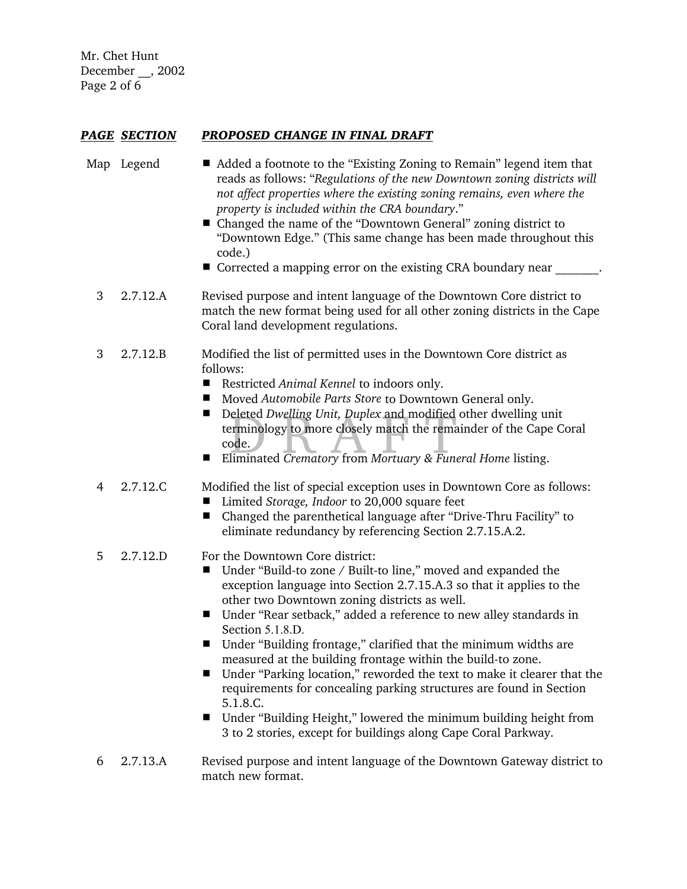| ***PAGE*** | ***SECTION*** | ***PROPOSED CHANGE IN FINAL DRAFT*** |
|---|---|---|
| Map | Legend | ■ Added a footnote to the "Existing Zoning to Remain" legend item that reads as follows: "*Regulations of the new Downtown zoning districts will not affect properties where the existing zoning remains, even where the property is included within the CRA boundary*." <br> ■ Changed the name of the "Downtown General" zoning district to "Downtown Edge." (This same change has been made throughout this code.) <br> ■ Corrected a mapping error on the existing CRA boundary near _______. |
| 3 | 2.7.12.A | Revised purpose and intent language of the Downtown Core district to match the new format being used for all other zoning districts in the Cape Coral land development regulations. |
| 3 | 2.7.12.B | Modified the list of permitted uses in the Downtown Core district as follows: <br> ■ Restricted *Animal Kennel* to indoors only. <br> ■ Moved *Automobile Parts Store* to Downtown General only. <br> ■ Deleted *Dwelling Unit, Duplex* and modified other dwelling unit terminology to more closely match the remainder of the Cape Coral code. <br> ■ Eliminated *Crematory* from *Mortuary & Funeral Home* listing. |
| 4 | 2.7.12.C | Modified the list of special exception uses in Downtown Core as follows: <br> ■ Limited *Storage, Indoor* to 20,000 square feet <br> ■ Changed the parenthetical language after "Drive-Thru Facility" to eliminate redundancy by referencing Section 2.7.15.A.2. |
| 5 | 2.7.12.D | For the Downtown Core district: <br> ■ Under "Build-to zone / Built-to line," moved and expanded the exception language into Section 2.7.15.A.3 so that it applies to the other two Downtown zoning districts as well. <br> ■ Under "Rear setback," added a reference to new alley standards in Section 5.1.8.D. <br> ■ Under "Building frontage," clarified that the minimum widths are measured at the building frontage within the build-to zone. <br> ■ Under "Parking location," reworded the text to make it clearer that the requirements for concealing parking structures are found in Section 5.1.8.C. <br> ■ Under "Building Height," lowered the minimum building height from 3 to 2 stories, except for buildings along Cape Coral Parkway. |
| 6 | 2.7.13.A | Revised purpose and intent language of the Downtown Gateway district to match new format. |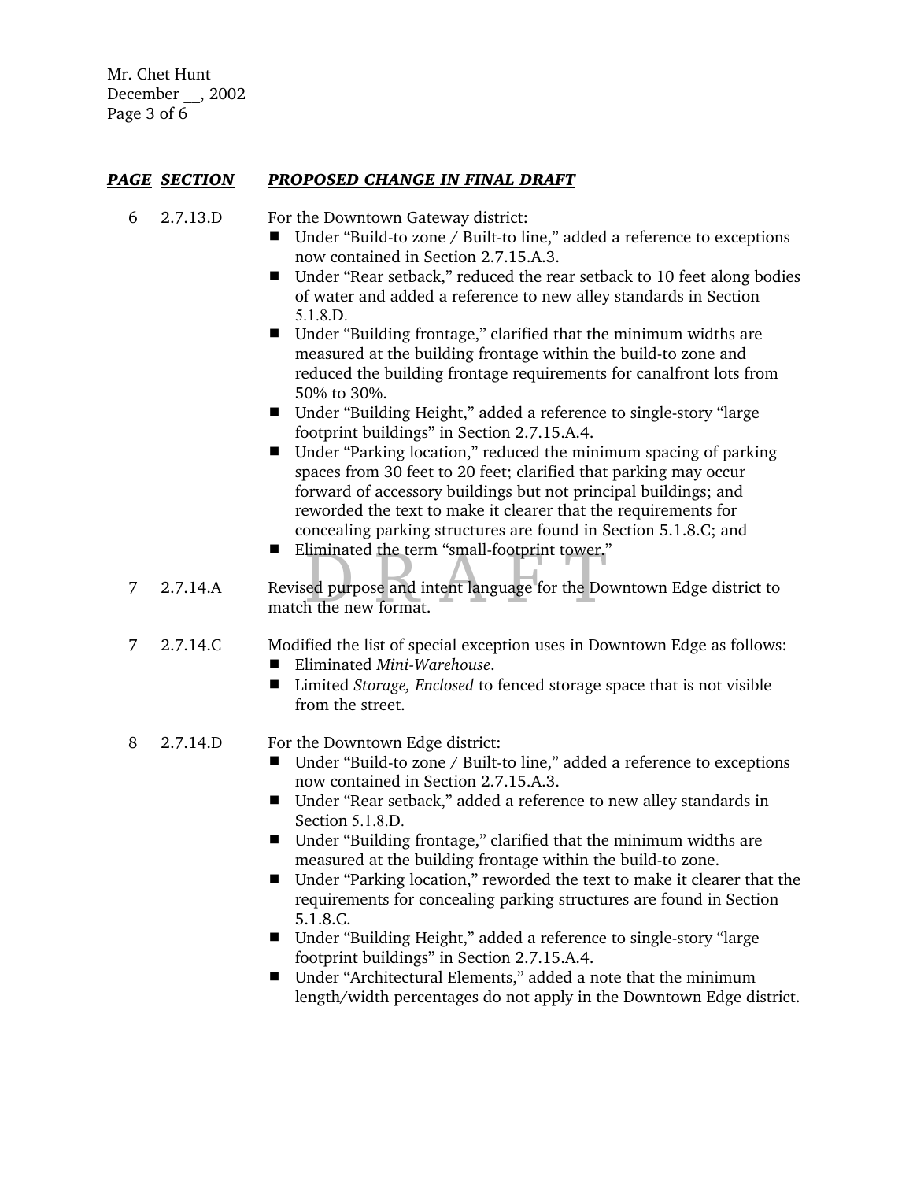| ***PAGE*** | ***SECTION*** | ***PROPOSED CHANGE IN FINAL DRAFT*** |
|---|---|---|
| 6 | 2.7.13.D | For the Downtown Gateway district:<br>■ Under "Build-to zone / Built-to line," added a reference to exceptions now contained in Section 2.7.15.A.3.<br>■ Under "Rear setback," reduced the rear setback to 10 feet along bodies of water and added a reference to new alley standards in Section 5.1.8.D.<br>■ Under "Building frontage," clarified that the minimum widths are measured at the building frontage within the build-to zone and reduced the building frontage requirements for canalfront lots from 50% to 30%.<br>■ Under "Building Height," added a reference to single-story "large footprint buildings" in Section 2.7.15.A.4.<br>■ Under "Parking location," reduced the minimum spacing of parking spaces from 30 feet to 20 feet; clarified that parking may occur forward of accessory buildings but not principal buildings; and reworded the text to make it clearer that the requirements for concealing parking structures are found in Section 5.1.8.C; and<br>■ Eliminated the term "small-footprint tower." |
| 7 | 2.7.14.A | Revised purpose and intent language for the Downtown Edge district to match the new format. |
| 7 | 2.7.14.C | Modified the list of special exception uses in Downtown Edge as follows:<br>■ Eliminated *Mini-Warehouse*.<br>■ Limited *Storage, Enclosed* to fenced storage space that is not visible from the street. |
| 8 | 2.7.14.D | For the Downtown Edge district:<br>■ Under "Build-to zone / Built-to line," added a reference to exceptions now contained in Section 2.7.15.A.3.<br>■ Under "Rear setback," added a reference to new alley standards in Section 5.1.8.D.<br>■ Under "Building frontage," clarified that the minimum widths are measured at the building frontage within the build-to zone.<br>■ Under "Parking location," reworded the text to make it clearer that the requirements for concealing parking structures are found in Section 5.1.8.C.<br>■ Under "Building Height," added a reference to single-story "large footprint buildings" in Section 2.7.15.A.4.<br>■ Under "Architectural Elements," added a note that the minimum length/width percentages do not apply in the Downtown Edge district. |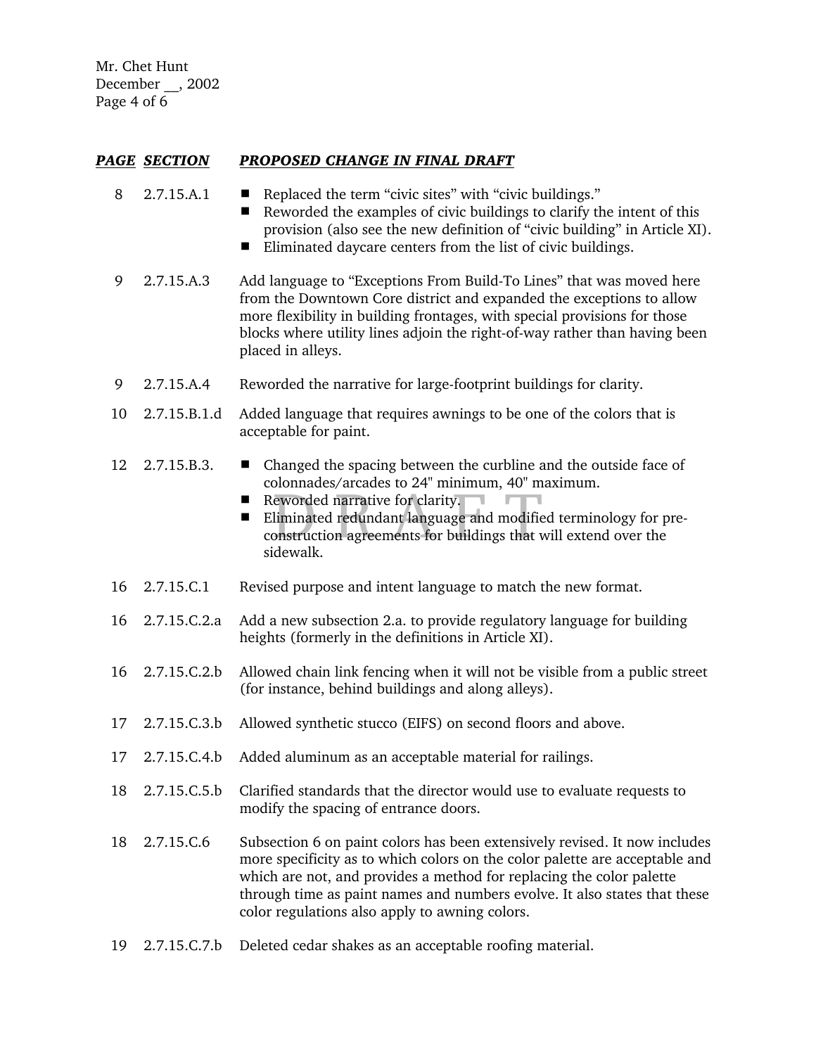Mr. Chet Hunt
December __, 2002

| ***PAGE*** | ***SECTION*** | ***PROPOSED CHANGE IN FINAL DRAFT*** |
|---|---|---|
| 8 | 2.7.15.A.1 | ■ Replaced the term "civic sites" with "civic buildings." ■ Reworded the examples of civic buildings to clarify the intent of this provision (also see the new definition of "civic building" in Article XI). ■ Eliminated daycare centers from the list of civic buildings. |
| 9 | 2.7.15.A.3 | Add language to "Exceptions From Build-To Lines" that was moved here from the Downtown Core district and expanded the exceptions to allow more flexibility in building frontages, with special provisions for those blocks where utility lines adjoin the right-of-way rather than having been placed in alleys. |
| 9 | 2.7.15.A.4 | Reworded the narrative for large-footprint buildings for clarity. |
| 10 | 2.7.15.B.1.d | Added language that requires awnings to be one of the colors that is acceptable for paint. |
| 12 | 2.7.15.B.3. | ■ Changed the spacing between the curbline and the outside face of colonnades/arcades to 24" minimum, 40" maximum. ■ Reworded narrative for clarity. ■ Eliminated redundant language and modified terminology for pre-construction agreements for buildings that will extend over the sidewalk. |
| 16 | 2.7.15.C.1 | Revised purpose and intent language to match the new format. |
| 16 | 2.7.15.C.2.a | Add a new subsection 2.a. to provide regulatory language for building heights (formerly in the definitions in Article XI). |
| 16 | 2.7.15.C.2.b | Allowed chain link fencing when it will not be visible from a public street (for instance, behind buildings and along alleys). |
| 17 | 2.7.15.C.3.b | Allowed synthetic stucco (EIFS) on second floors and above. |
| 17 | 2.7.15.C.4.b | Added aluminum as an acceptable material for railings. |
| 18 | 2.7.15.C.5.b | Clarified standards that the director would use to evaluate requests to modify the spacing of entrance doors. |
| 18 | 2.7.15.C.6 | Subsection 6 on paint colors has been extensively revised. It now includes more specificity as to which colors on the color palette are acceptable and which are not, and provides a method for replacing the color palette through time as paint names and numbers evolve. It also states that these color regulations also apply to awning colors. |
| 19 | 2.7.15.C.7.b | Deleted cedar shakes as an acceptable roofing material. |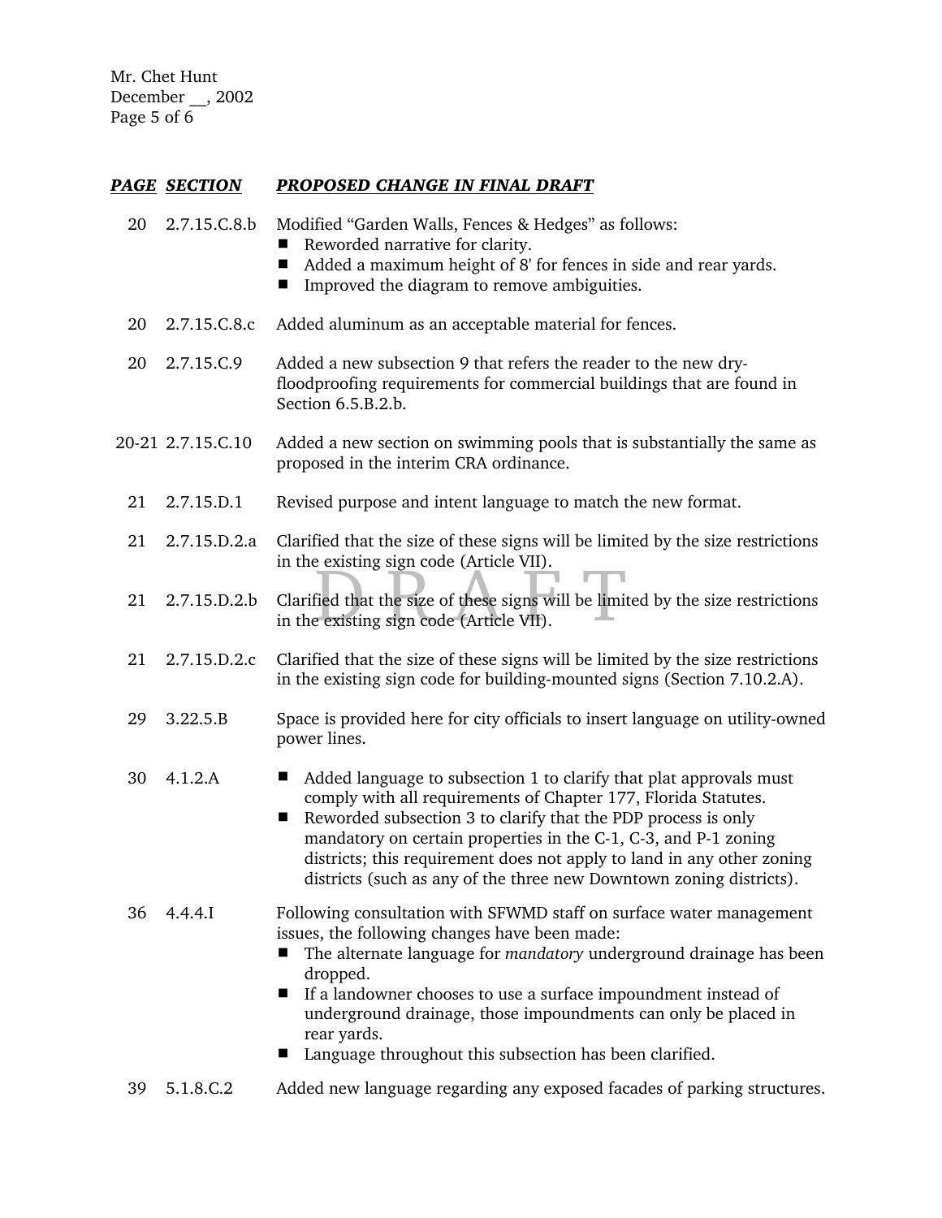| ***PAGE*** | ***SECTION*** | ***PROPOSED CHANGE IN FINAL DRAFT*** |
|---|---|---|
| 20 | 2.7.15.C.8.b | Modified "Garden Walls, Fences & Hedges" as follows:<br>■ Reworded narrative for clarity.<br>■ Added a maximum height of 8' for fences in side and rear yards.<br>■ Improved the diagram to remove ambiguities. |
| 20 | 2.7.15.C.8.c | Added aluminum as an acceptable material for fences. |
| 20 | 2.7.15.C.9 | Added a new subsection 9 that refers the reader to the new dry-floodproofing requirements for commercial buildings that are found in Section 6.5.B.2.b. |
| 20-21 | 2.7.15.C.10 | Added a new section on swimming pools that is substantially the same as proposed in the interim CRA ordinance. |
| 21 | 2.7.15.D.1 | Revised purpose and intent language to match the new format. |
| 21 | 2.7.15.D.2.a | Clarified that the size of these signs will be limited by the size restrictions in the existing sign code (Article VII). |
| 21 | 2.7.15.D.2.b | Clarified that the size of these signs will be limited by the size restrictions in the existing sign code (Article VII). |
| 21 | 2.7.15.D.2.c | Clarified that the size of these signs will be limited by the size restrictions in the existing sign code for building-mounted signs (Section 7.10.2.A). |
| 29 | 3.22.5.B | Space is provided here for city officials to insert language on utility-owned power lines. |
| 30 | 4.1.2.A | ■ Added language to subsection 1 to clarify that plat approvals must comply with all requirements of Chapter 177, Florida Statutes.<br>■ Reworded subsection 3 to clarify that the PDP process is only mandatory on certain properties in the C-1, C-3, and P-1 zoning districts; this requirement does not apply to land in any other zoning districts (such as any of the three new Downtown zoning districts). |
| 36 | 4.4.4.I | Following consultation with SFWMD staff on surface water management issues, the following changes have been made:<br>■ The alternate language for *mandatory* underground drainage has been dropped.<br>■ If a landowner chooses to use a surface impoundment instead of underground drainage, those impoundments can only be placed in rear yards.<br>■ Language throughout this subsection has been clarified. |
| 39 | 5.1.8.C.2 | Added new language regarding any exposed facades of parking structures. |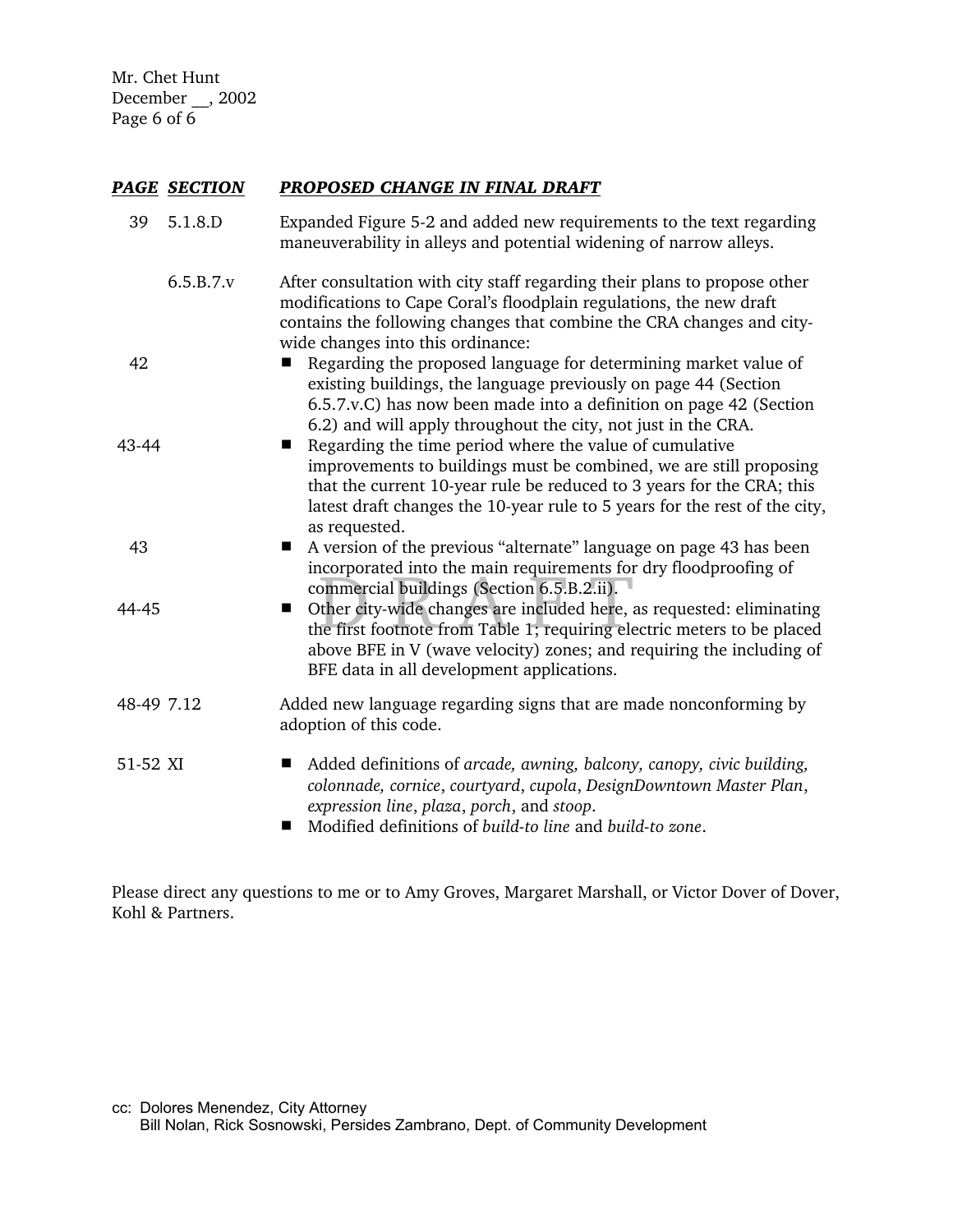Mr. Chet Hunt
December __, 2002

| ***PAGE*** | ***SECTION*** | ***PROPOSED CHANGE IN FINAL DRAFT*** |
|---|---|---|
| 39 | 5.1.8.D | Expanded Figure 5-2 and added new requirements to the text regarding maneuverability in alleys and potential widening of narrow alleys. |
| | 6.5.B.7.v | After consultation with city staff regarding their plans to propose other modifications to Cape Coral's floodplain regulations, the new draft contains the following changes that combine the CRA changes and city-wide changes into this ordinance: |
| 42 | | ■ Regarding the proposed language for determining market value of existing buildings, the language previously on page 44 (Section 6.5.7.v.C) has now been made into a definition on page 42 (Section 6.2) and will apply throughout the city, not just in the CRA. |
| 43-44 | | ■ Regarding the time period where the value of cumulative improvements to buildings must be combined, we are still proposing that the current 10-year rule be reduced to 3 years for the CRA; this latest draft changes the 10-year rule to 5 years for the rest of the city, as requested. |
| 43 | | ■ A version of the previous "alternate" language on page 43 has been incorporated into the main requirements for dry floodproofing of commercial buildings (Section 6.5.B.2.ii). |
| 44-45 | | ■ Other city-wide changes are included here, as requested: eliminating the first footnote from Table 1; requiring electric meters to be placed above BFE in V (wave velocity) zones; and requiring the including of BFE data in all development applications. |
| 48-49 | 7.12 | Added new language regarding signs that are made nonconforming by adoption of this code. |
| 51-52 | XI | ■ Added definitions of *arcade, awning, balcony, canopy, civic building, colonnade, cornice*, *courtyard*, *cupola*, *DesignDowntown Master Plan*, *expression line*, *plaza*, *porch*, and *stoop*.<br>■ Modified definitions of *build-to line* and *build-to zone*. |

Please direct any questions to me or to Amy Groves, Margaret Marshall, or Victor Dover of Dover, Kohl & Partners.

cc: Dolores Menendez, City Attorney
Bill Nolan, Rick Sosnowski, Persides Zambrano, Dept. of Community Development